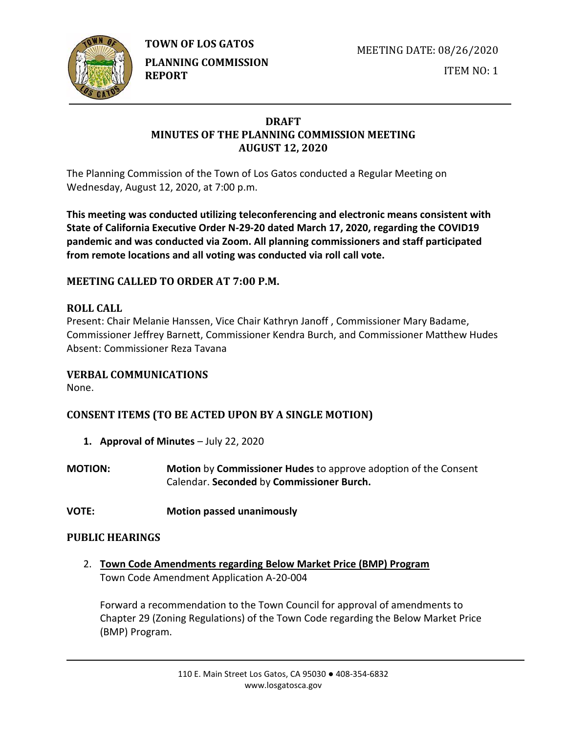**TOWN OF LOS GATOS**

**PLANNING COMMISSION REPORT**

MEETING DATE: 08/26/2020

ITEM NO: 1

# DRAFT
# MINUTES OF THE PLANNING COMMISSION MEETING
# AUGUST 12, 2020

The Planning Commission of the Town of Los Gatos conducted a Regular Meeting on Wednesday, August 12, 2020, at 7:00 p.m.

**This meeting was conducted utilizing teleconferencing and electronic means consistent with State of California Executive Order N-29-20 dated March 17, 2020, regarding the COVID19 pandemic and was conducted via Zoom. All planning commissioners and staff participated from remote locations and all voting was conducted via roll call vote.**

## MEETING CALLED TO ORDER AT 7:00 P.M.

## ROLL CALL

Present: Chair Melanie Hanssen, Vice Chair Kathryn Janoff , Commissioner Mary Badame, Commissioner Jeffrey Barnett, Commissioner Kendra Burch, and Commissioner Matthew Hudes
Absent: Commissioner Reza Tavana

## VERBAL COMMUNICATIONS

None.

## CONSENT ITEMS (TO BE ACTED UPON BY A SINGLE MOTION)

1. **Approval of Minutes** – July 22, 2020

**MOTION:** **Motion** by **Commissioner Hudes** to approve adoption of the Consent Calendar. **Seconded** by **Commissioner Burch.**

**VOTE:** **Motion passed unanimously**

## PUBLIC HEARINGS

2. **Town Code Amendments regarding Below Market Price (BMP) Program**
   Town Code Amendment Application A-20-004

   Forward a recommendation to the Town Council for approval of amendments to Chapter 29 (Zoning Regulations) of the Town Code regarding the Below Market Price (BMP) Program.

110 E. Main Street Los Gatos, CA 95030 ● 408-354-6832
www.losgatosca.gov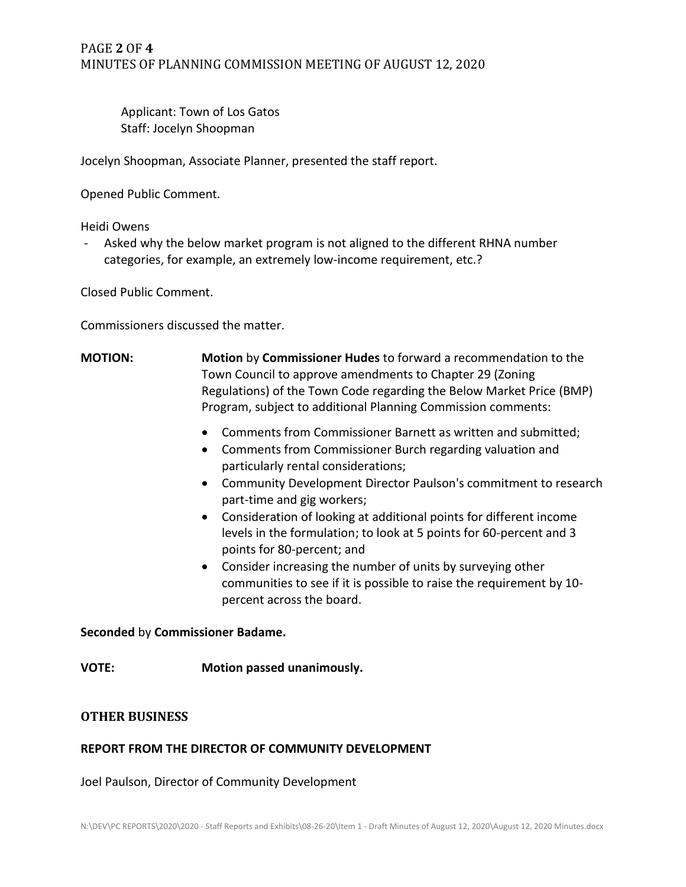Applicant: Town of Los Gatos
Staff: Jocelyn Shoopman

Jocelyn Shoopman, Associate Planner, presented the staff report.

Opened Public Comment.

Heidi Owens

- Asked why the below market program is not aligned to the different RHNA number categories, for example, an extremely low-income requirement, etc.?

Closed Public Comment.

Commissioners discussed the matter.

**MOTION:** **Motion** by **Commissioner Hudes** to forward a recommendation to the Town Council to approve amendments to Chapter 29 (Zoning Regulations) of the Town Code regarding the Below Market Price (BMP) Program, subject to additional Planning Commission comments:

- Comments from Commissioner Barnett as written and submitted;
- Comments from Commissioner Burch regarding valuation and particularly rental considerations;
- Community Development Director Paulson's commitment to research part-time and gig workers;
- Consideration of looking at additional points for different income levels in the formulation; to look at 5 points for 60-percent and 3 points for 80-percent; and
- Consider increasing the number of units by surveying other communities to see if it is possible to raise the requirement by 10-percent across the board.

**Seconded** by **Commissioner Badame.**

**VOTE:** **Motion passed unanimously.**

## OTHER BUSINESS

### REPORT FROM THE DIRECTOR OF COMMUNITY DEVELOPMENT

Joel Paulson, Director of Community Development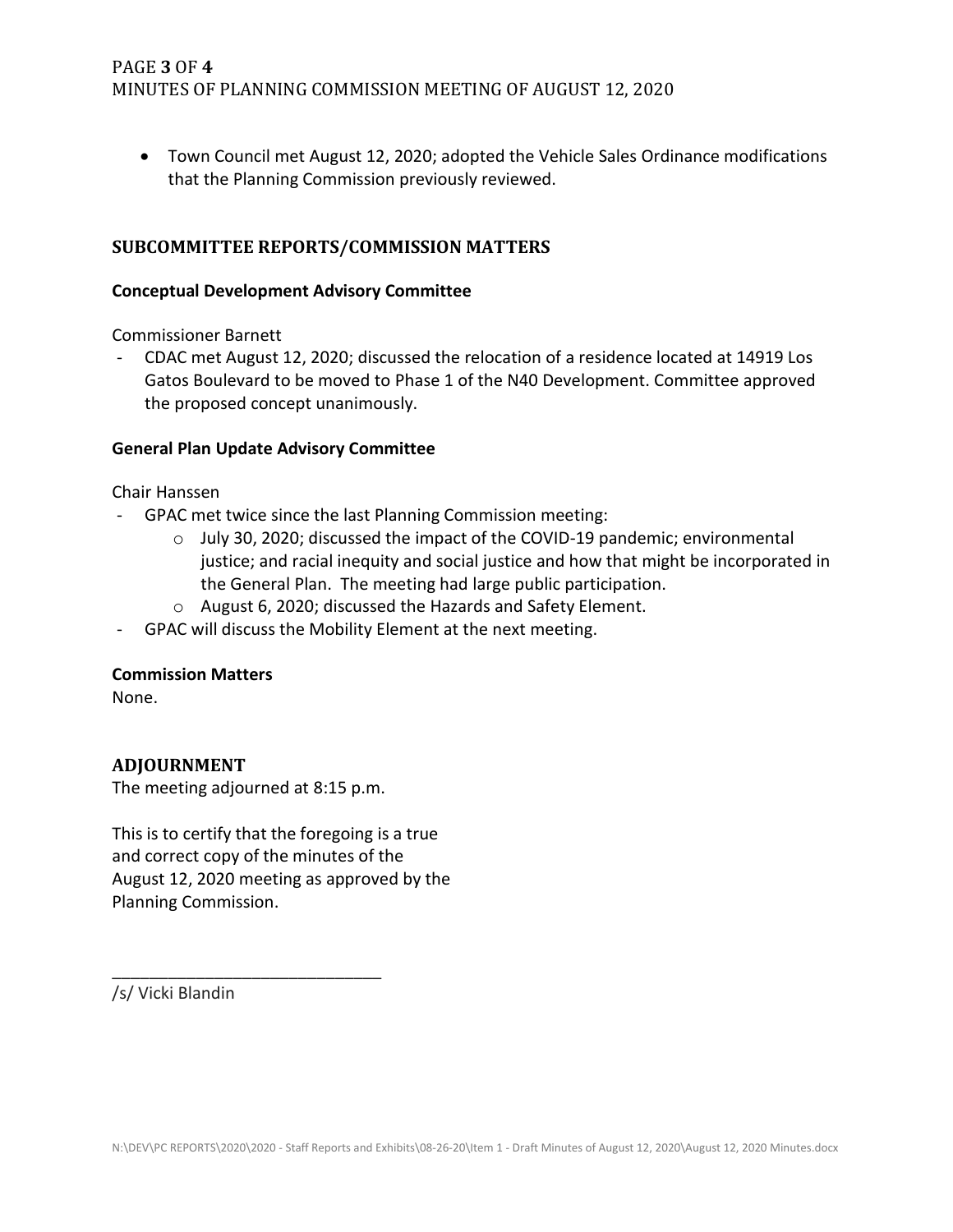- Town Council met August 12, 2020; adopted the Vehicle Sales Ordinance modifications that the Planning Commission previously reviewed.

## SUBCOMMITTEE REPORTS/COMMISSION MATTERS

**Conceptual Development Advisory Committee**

Commissioner Barnett

- CDAC met August 12, 2020; discussed the relocation of a residence located at 14919 Los Gatos Boulevard to be moved to Phase 1 of the N40 Development. Committee approved the proposed concept unanimously.

**General Plan Update Advisory Committee**

Chair Hanssen

- GPAC met twice since the last Planning Commission meeting:
    - July 30, 2020; discussed the impact of the COVID-19 pandemic; environmental justice; and racial inequity and social justice and how that might be incorporated in the General Plan. The meeting had large public participation.
    - August 6, 2020; discussed the Hazards and Safety Element.
- GPAC will discuss the Mobility Element at the next meeting.

**Commission Matters**

None.

## ADJOURNMENT

The meeting adjourned at 8:15 p.m.

This is to certify that the foregoing is a true and correct copy of the minutes of the August 12, 2020 meeting as approved by the Planning Commission.

_____________________________

/s/ Vicki Blandin